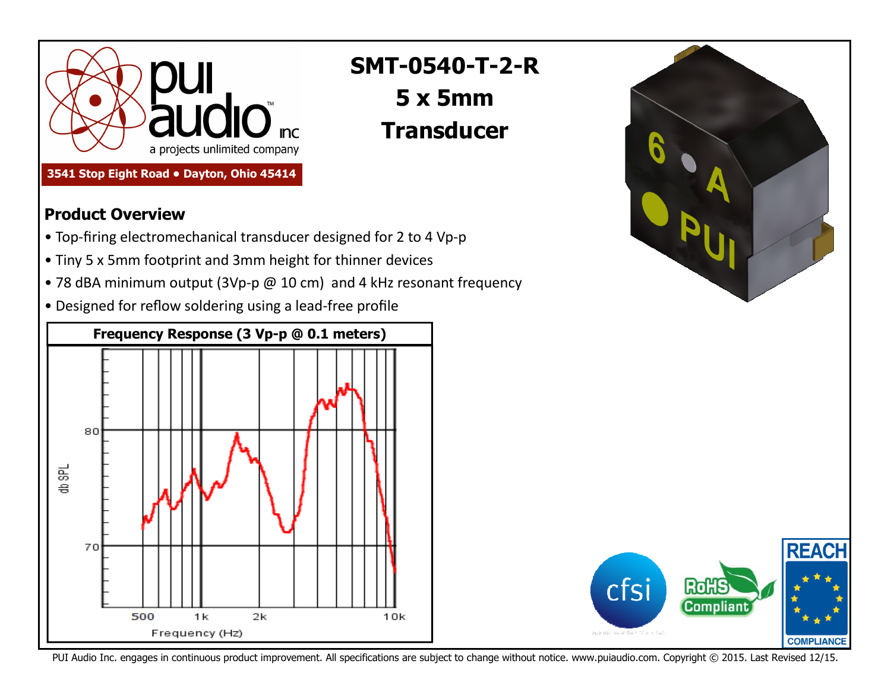pui audio inc
a projects unlimited company

3541 Stop Eight Road • Dayton, Ohio 45414

# SMT-0540-T-2-R
# 5 x 5mm
# Transducer

## Product Overview

- Top-firing electromechanical transducer designed for 2 to 4 Vp-p
- Tiny 5 x 5mm footprint and 3mm height for thinner devices
- 78 dBA minimum output (3Vp-p @ 10 cm) and 4 kHz resonant frequency
- Designed for reflow soldering using a lead-free profile

**Frequency Response (3 Vp-p @ 0.1 meters)**

db SPL: 70, 80

Frequency (Hz): 500, 1k, 2k, 10k

PUI Audio Inc. engages in continuous product improvement. All specifications are subject to change without notice. www.puiaudio.com. Copyright © 2015. Last Revised 12/15.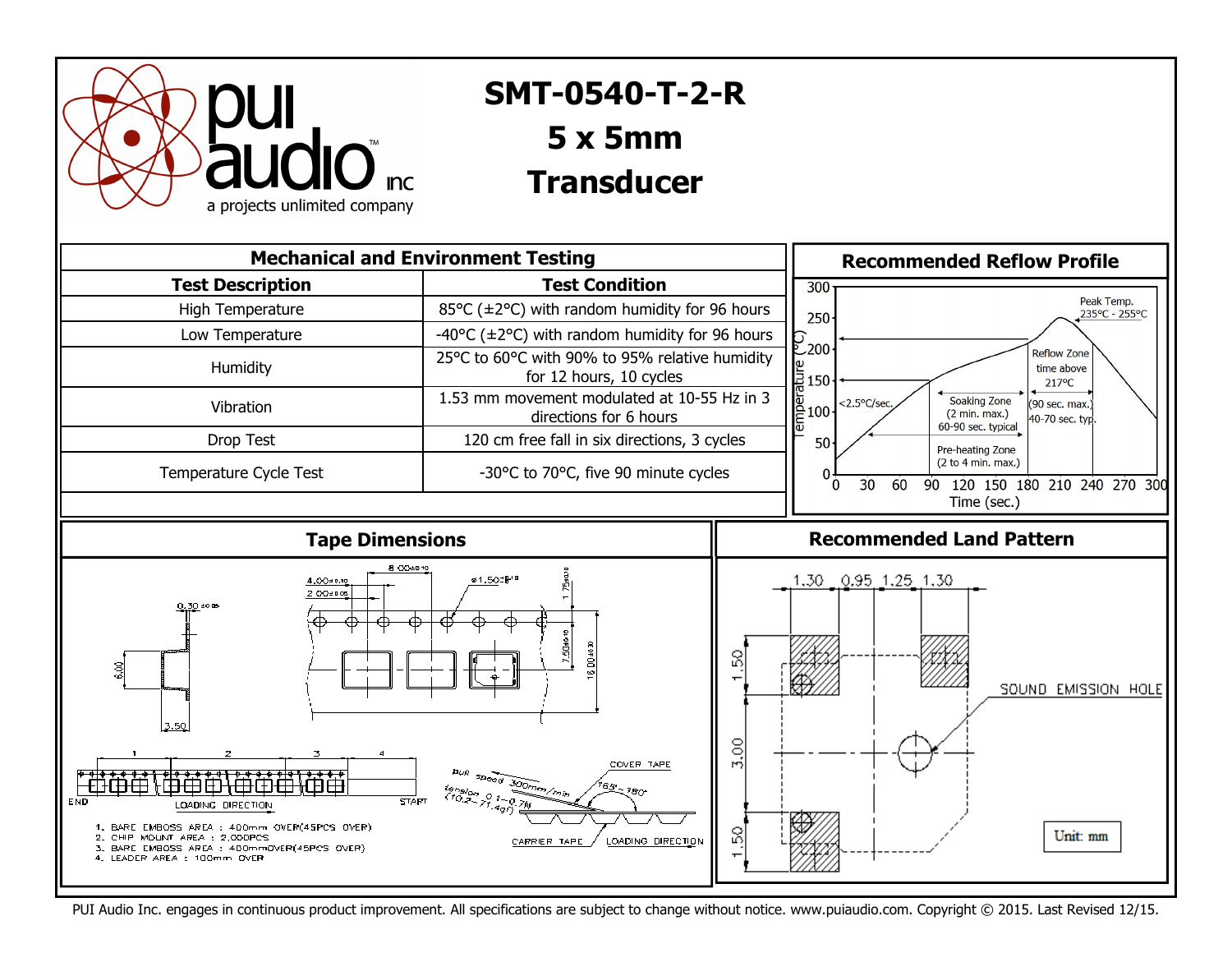# SMT-0540-T-2-R

# 5 x 5mm

# Transducer

## Mechanical and Environment Testing

| Test Description | Test Condition |
|---|---|
| High Temperature | 85°C (±2°C) with random humidity for 96 hours |
| Low Temperature | -40°C (±2°C) with random humidity for 96 hours |
| Humidity | 25°C to 60°C with 90% to 95% relative humidity for 12 hours, 10 cycles |
| Vibration | 1.53 mm movement modulated at 10-55 Hz in 3 directions for 6 hours |
| Drop Test | 120 cm free fall in six directions, 3 cycles |
| Temperature Cycle Test | -30°C to 70°C, five 90 minute cycles |

## Recommended Reflow Profile

Peak Temp. 235°C - 255°C

<2.5°C/sec.

Soaking Zone (2 min. max.) 60-90 sec. typical

Reflow Zone time above 217°C (90 sec. max.) 40-70 sec. typ.

Pre-heating Zone (2 to 4 min. max.)

Temperature (°C) / Time (sec.)

## Tape Dimensions

1. BARE EMBOSS AREA : 400mm OVER(45PCS OVER)
2. CHIP MOUNT AREA : 2,000PCS
3. BARE EMBOSS AREA : 400mmOVER(45PCS OVER)
4. LEADER AREA : 100mm OVER

END — LOADING DIRECTION — START

Pull speed 300mm/min, tension 0.1~0.7N (10.2~71.4gf), 165°~180°

COVER TAPE, CARRIER TAPE, LOADING DIRECTION

## Recommended Land Pattern

SOUND EMISSION HOLE

Unit: mm

PUI Audio Inc. engages in continuous product improvement. All specifications are subject to change without notice. www.puiaudio.com. Copyright © 2015. Last Revised 12/15.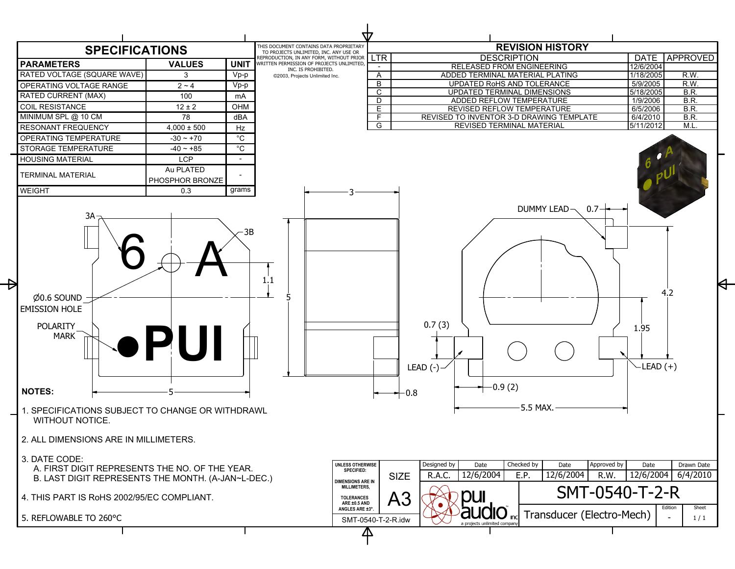## SPECIFICATIONS

| PARAMETERS | VALUES | UNIT |
|---|---|---|
| RATED VOLTAGE (SQUARE WAVE) | 3 | Vp-p |
| OPERATING VOLTAGE RANGE | 2 ~ 4 | Vp-p |
| RATED CURRENT (MAX) | 100 | mA |
| COIL RESISTANCE | 12 ± 2 | OHM |
| MINIMUM SPL @ 10 CM | 78 | dBA |
| RESONANT FREQUENCY | 4,000 ± 500 | Hz |
| OPERATING TEMPERATURE | -30 ~ +70 | °C |
| STORAGE TEMPERATURE | -40 ~ +85 | °C |
| HOUSING MATERIAL | LCP | - |
| TERMINAL MATERIAL | Au PLATED PHOSPHOR BRONZE | - |
| WEIGHT | 0.3 | grams |

THIS DOCUMENT CONTAINS DATA PROPRIETARY TO PROJECTS UNLIMITED, INC. ANY USE OR REPRODUCTION, IN ANY FORM, WITHOUT PRIOR WRITTEN PERMISSION OF PROJECTS UNLIMITED, INC. IS PROHIBITED.
©2003, Projects Unlimited Inc.

## REVISION HISTORY

| LTR | DESCRIPTION | DATE | APPROVED |
|---|---|---|---|
| - | RELEASED FROM ENGINEERING | 12/6/2004 | |
| A | ADDED TERMINAL MATERIAL PLATING | 1/18/2005 | R.W. |
| B | UPDATED RoHS AND TOLERANCE | 5/9/2005 | R.W. |
| C | UPDATED TERMINAL DIMENSIONS | 5/18/2005 | B.R. |
| D | ADDED REFLOW TEMPERATURE | 1/9/2006 | B.R. |
| E | REVISED REFLOW TEMPERATURE | 6/5/2006 | B.R. |
| F | REVISED TO INVENTOR 3-D DRAWING TEMPLATE | 6/4/2010 | B.R. |
| G | REVISED TERMINAL MATERIAL | 5/11/2012 | M.L. |

3A
3B
6 A
●PUI
Ø0.6 SOUND EMISSION HOLE
POLARITY MARK
1.1
5
5
3
0.8
DUMMY LEAD
0.7
4.2
1.95
0.7 (3)
LEAD (-)
LEAD (+)
0.9 (2)
5.5 MAX.

**NOTES:**

1. SPECIFICATIONS SUBJECT TO CHANGE OR WITHDRAWL WITHOUT NOTICE.
2. ALL DIMENSIONS ARE IN MILLIMETERS.
3. DATE CODE:
   A. FIRST DIGIT REPRESENTS THE NO. OF THE YEAR.
   B. LAST DIGIT REPRESENTS THE MONTH. (A-JAN~L-DEC.)
4. THIS PART IS RoHS 2002/95/EC COMPLIANT.
5. REFLOWABLE TO 260°C

UNLESS OTHERWISE SPECIFIED: DIMENSIONS ARE IN MILLIMETERS, TOLERANCES ARE ±0.5 AND ANGLES ARE ±3°.

| SIZE | Designed by | Date | Checked by | Date | Approved by | Date | Drawn Date |
|---|---|---|---|---|---|---|---|
| A3 | R.A.C. | 12/6/2004 | E.P. | 12/6/2004 | R.W. | 12/6/2004 | 6/4/2010 |

SMT-0540-T-2-R.idw

pui audio inc — a projects unlimited company

SMT-0540-T-2-R

Transducer (Electro-Mech) — Edition: - — Sheet: 1 / 1